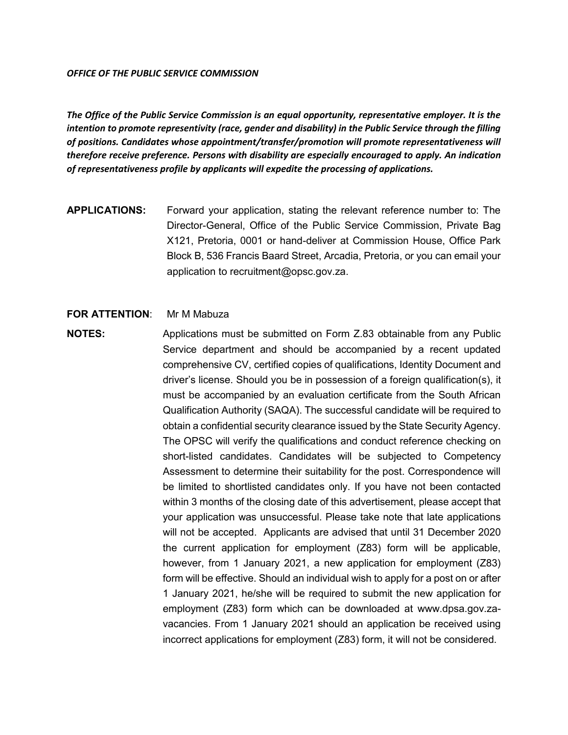***OFFICE OF THE PUBLIC SERVICE COMMISSION***

***The Office of the Public Service Commission is an equal opportunity, representative employer. It is the intention to promote representivity (race, gender and disability) in the Public Service through the filling of positions. Candidates whose appointment/transfer/promotion will promote representativeness will therefore receive preference. Persons with disability are especially encouraged to apply. An indication of representativeness profile by applicants will expedite the processing of applications.***

**APPLICATIONS:** Forward your application, stating the relevant reference number to: The Director-General, Office of the Public Service Commission, Private Bag X121, Pretoria, 0001 or hand-deliver at Commission House, Office Park Block B, 536 Francis Baard Street, Arcadia, Pretoria, or you can email your application to recruitment@opsc.gov.za.

**FOR ATTENTION**: Mr M Mabuza

**NOTES:** Applications must be submitted on Form Z.83 obtainable from any Public Service department and should be accompanied by a recent updated comprehensive CV, certified copies of qualifications, Identity Document and driver's license. Should you be in possession of a foreign qualification(s), it must be accompanied by an evaluation certificate from the South African Qualification Authority (SAQA). The successful candidate will be required to obtain a confidential security clearance issued by the State Security Agency. The OPSC will verify the qualifications and conduct reference checking on short-listed candidates. Candidates will be subjected to Competency Assessment to determine their suitability for the post. Correspondence will be limited to shortlisted candidates only. If you have not been contacted within 3 months of the closing date of this advertisement, please accept that your application was unsuccessful. Please take note that late applications will not be accepted. Applicants are advised that until 31 December 2020 the current application for employment (Z83) form will be applicable, however, from 1 January 2021, a new application for employment (Z83) form will be effective. Should an individual wish to apply for a post on or after 1 January 2021, he/she will be required to submit the new application for employment (Z83) form which can be downloaded at www.dpsa.gov.za-vacancies. From 1 January 2021 should an application be received using incorrect applications for employment (Z83) form, it will not be considered.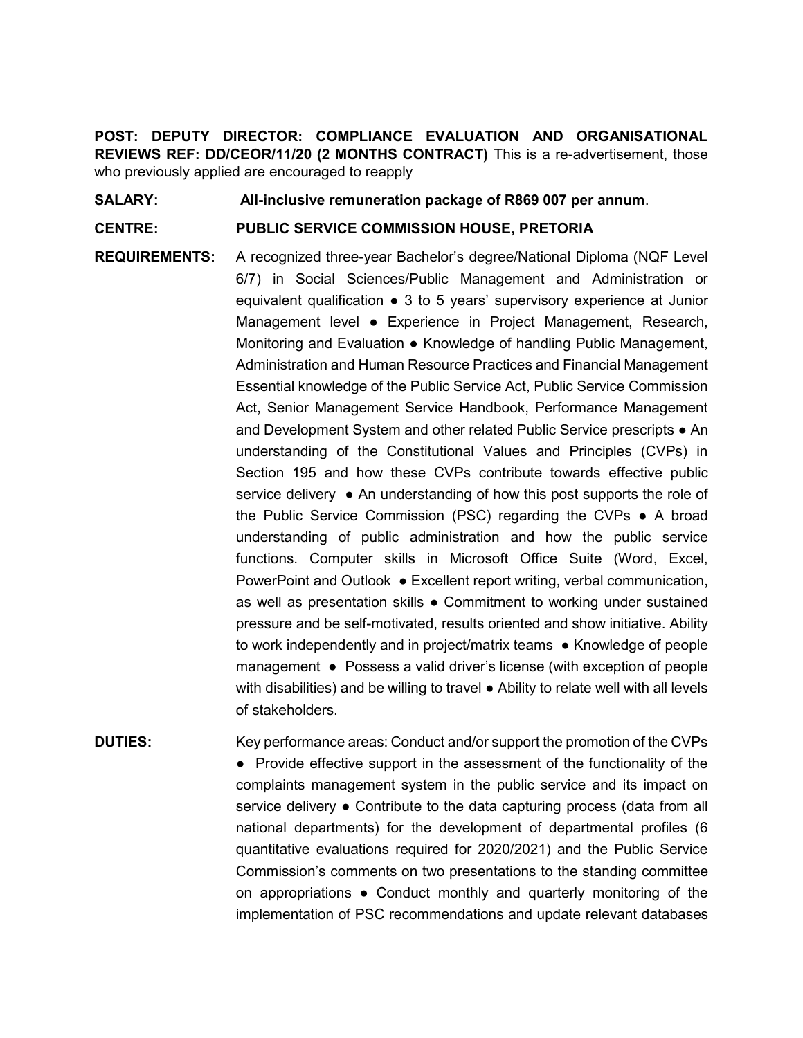**POST: DEPUTY DIRECTOR: COMPLIANCE EVALUATION AND ORGANISATIONAL REVIEWS REF: DD/CEOR/11/20 (2 MONTHS CONTRACT)** This is a re-advertisement, those who previously applied are encouraged to reapply

**SALARY:** **All-inclusive remuneration package of R869 007 per annum**.

**CENTRE:** **PUBLIC SERVICE COMMISSION HOUSE, PRETORIA**

**REQUIREMENTS:** A recognized three-year Bachelor's degree/National Diploma (NQF Level 6/7) in Social Sciences/Public Management and Administration or equivalent qualification ● 3 to 5 years' supervisory experience at Junior Management level ● Experience in Project Management, Research, Monitoring and Evaluation ● Knowledge of handling Public Management, Administration and Human Resource Practices and Financial Management Essential knowledge of the Public Service Act, Public Service Commission Act, Senior Management Service Handbook, Performance Management and Development System and other related Public Service prescripts ● An understanding of the Constitutional Values and Principles (CVPs) in Section 195 and how these CVPs contribute towards effective public service delivery ● An understanding of how this post supports the role of the Public Service Commission (PSC) regarding the CVPs ● A broad understanding of public administration and how the public service functions. Computer skills in Microsoft Office Suite (Word, Excel, PowerPoint and Outlook ● Excellent report writing, verbal communication, as well as presentation skills ● Commitment to working under sustained pressure and be self-motivated, results oriented and show initiative. Ability to work independently and in project/matrix teams ● Knowledge of people management ● Possess a valid driver's license (with exception of people with disabilities) and be willing to travel ● Ability to relate well with all levels of stakeholders.

**DUTIES:** Key performance areas: Conduct and/or support the promotion of the CVPs ● Provide effective support in the assessment of the functionality of the complaints management system in the public service and its impact on service delivery ● Contribute to the data capturing process (data from all national departments) for the development of departmental profiles (6 quantitative evaluations required for 2020/2021) and the Public Service Commission's comments on two presentations to the standing committee on appropriations ● Conduct monthly and quarterly monitoring of the implementation of PSC recommendations and update relevant databases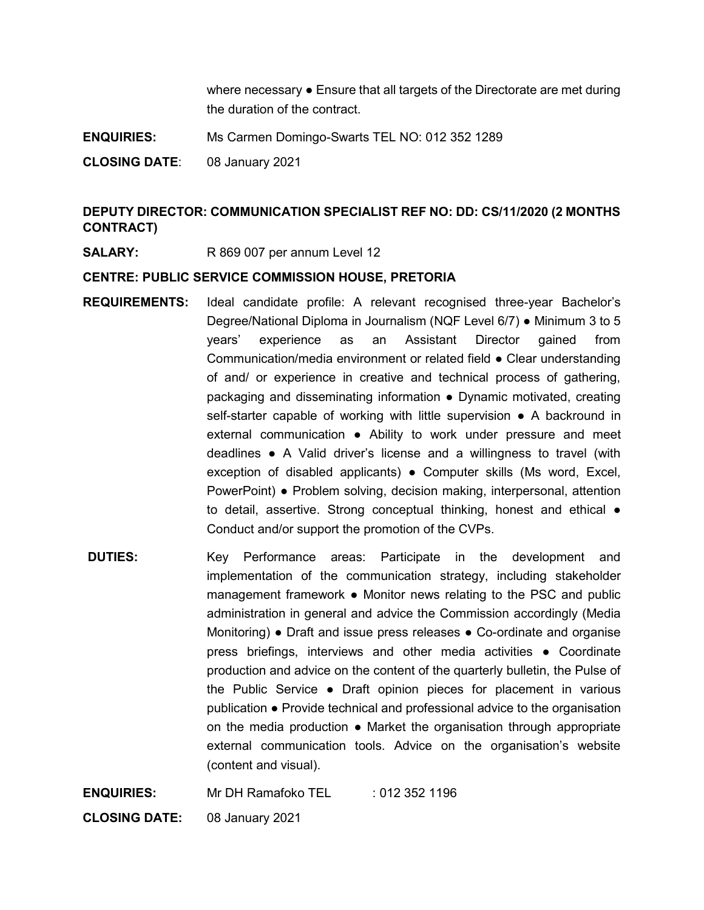where necessary ● Ensure that all targets of the Directorate are met during the duration of the contract.

**ENQUIRIES:** Ms Carmen Domingo-Swarts TEL NO: 012 352 1289

**CLOSING DATE**: 08 January 2021

**DEPUTY DIRECTOR: COMMUNICATION SPECIALIST REF NO: DD: CS/11/2020 (2 MONTHS CONTRACT)**

**SALARY:** R 869 007 per annum Level 12

**CENTRE: PUBLIC SERVICE COMMISSION HOUSE, PRETORIA**

**REQUIREMENTS:** Ideal candidate profile: A relevant recognised three-year Bachelor's Degree/National Diploma in Journalism (NQF Level 6/7) ● Minimum 3 to 5 years' experience as an Assistant Director gained from Communication/media environment or related field ● Clear understanding of and/ or experience in creative and technical process of gathering, packaging and disseminating information ● Dynamic motivated, creating self-starter capable of working with little supervision ● A backround in external communication ● Ability to work under pressure and meet deadlines ● A Valid driver's license and a willingness to travel (with exception of disabled applicants) ● Computer skills (Ms word, Excel, PowerPoint) ● Problem solving, decision making, interpersonal, attention to detail, assertive. Strong conceptual thinking, honest and ethical ● Conduct and/or support the promotion of the CVPs.

**DUTIES:** Key Performance areas: Participate in the development and implementation of the communication strategy, including stakeholder management framework ● Monitor news relating to the PSC and public administration in general and advice the Commission accordingly (Media Monitoring) ● Draft and issue press releases ● Co-ordinate and organise press briefings, interviews and other media activities ● Coordinate production and advice on the content of the quarterly bulletin, the Pulse of the Public Service ● Draft opinion pieces for placement in various publication ● Provide technical and professional advice to the organisation on the media production ● Market the organisation through appropriate external communication tools. Advice on the organisation's website (content and visual).

**ENQUIRIES:** Mr DH Ramafoko TEL : 012 352 1196

**CLOSING DATE:** 08 January 2021